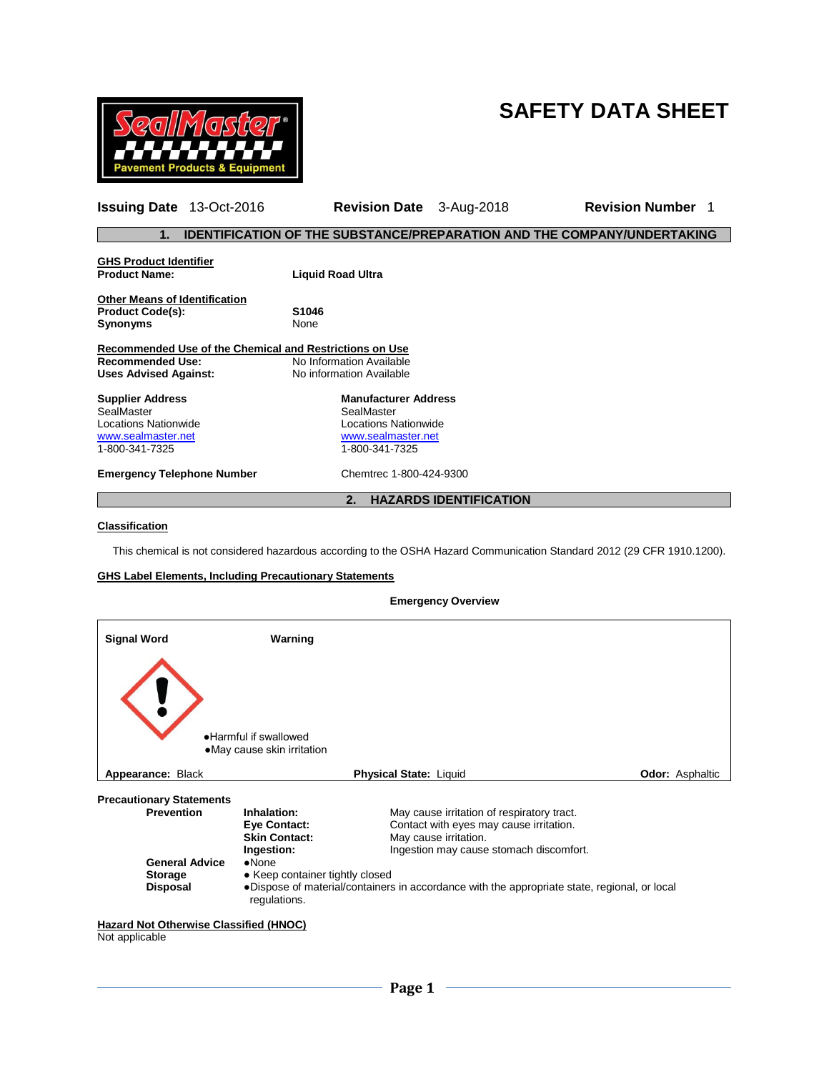# SAFETY DATA SHEET

SealMaster® Pavement Products & Equipment

**Issuing Date** 13-Oct-2016 **Revision Date** 3-Aug-2018 **Revision Number** 1

## 1. IDENTIFICATION OF THE SUBSTANCE/PREPARATION AND THE COMPANY/UNDERTAKING

**GHS Product Identifier**

**Product Name:** **Liquid Road Ultra**

**Other Means of Identification**

**Product Code(s):** **S1046**

**Synonyms** None

**Recommended Use of the Chemical and Restrictions on Use**

**Recommended Use:** No Information Available

**Uses Advised Against:** No information Available

**Supplier Address**
SealMaster
Locations Nationwide
www.sealmaster.net
1-800-341-7325

**Manufacturer Address**
SealMaster
Locations Nationwide
www.sealmaster.net
1-800-341-7325

**Emergency Telephone Number** Chemtrec 1-800-424-9300

## 2. HAZARDS IDENTIFICATION

**Classification**

This chemical is not considered hazardous according to the OSHA Hazard Communication Standard 2012 (29 CFR 1910.1200).

**GHS Label Elements, Including Precautionary Statements**

**Emergency Overview**

**Signal Word** Warning

- Harmful if swallowed
- May cause skin irritation

**Appearance:** Black **Physical State:** Liquid **Odor:** Asphaltic

**Precautionary Statements**

| | | |
|---|---|---|
| **Prevention** | **Inhalation:** | May cause irritation of respiratory tract. |
| | **Eye Contact:** | Contact with eyes may cause irritation. |
| | **Skin Contact:** | May cause irritation. |
| | **Ingestion:** | Ingestion may cause stomach discomfort. |
| **General Advice** | ●None | |
| **Storage** | ● Keep container tightly closed | |
| **Disposal** | ●Dispose of material/containers in accordance with the appropriate state, regional, or local regulations. | |

**Hazard Not Otherwise Classified (HNOC)**

Not applicable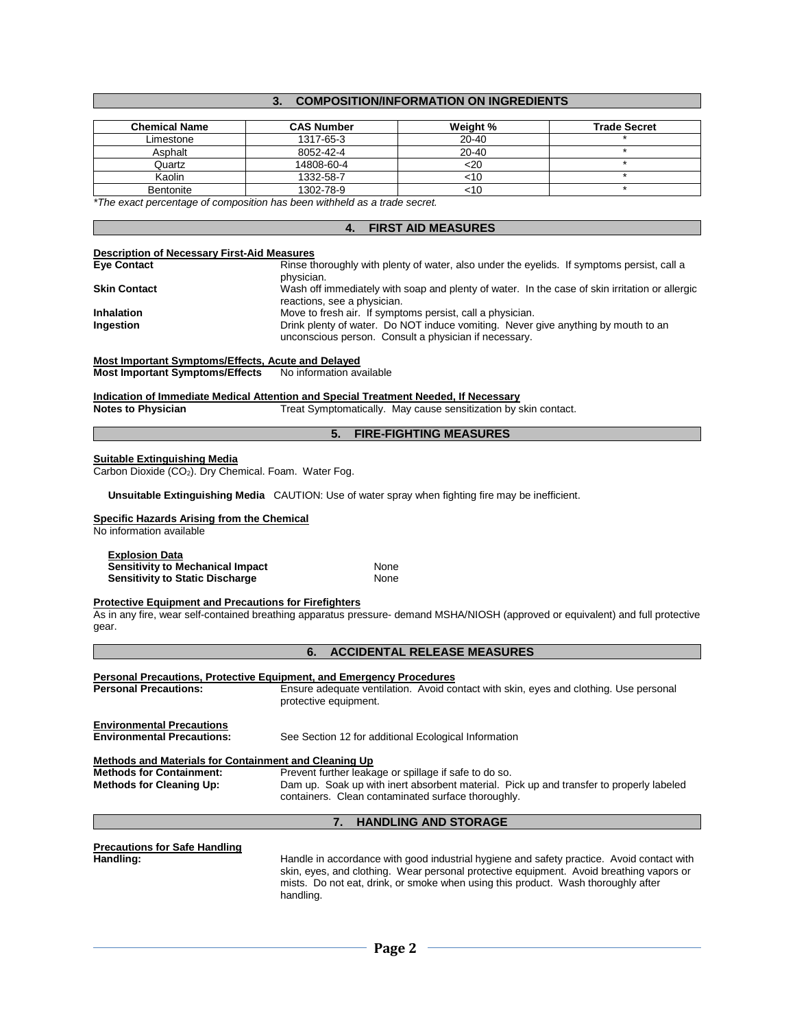## 3. COMPOSITION/INFORMATION ON INGREDIENTS

| Chemical Name | CAS Number | Weight % | Trade Secret |
|---|---|---|---|
| Limestone | 1317-65-3 | 20-40 | * |
| Asphalt | 8052-42-4 | 20-40 | * |
| Quartz | 14808-60-4 | <20 | * |
| Kaolin | 1332-58-7 | <10 | * |
| Bentonite | 1302-78-9 | <10 | * |

*\*The exact percentage of composition has been withheld as a trade secret.*

## 4. FIRST AID MEASURES

**Description of Necessary First-Aid Measures**

**Eye Contact** Rinse thoroughly with plenty of water, also under the eyelids. If symptoms persist, call a physician.

**Skin Contact** Wash off immediately with soap and plenty of water. In the case of skin irritation or allergic reactions, see a physician.

**Inhalation** Move to fresh air. If symptoms persist, call a physician.

**Ingestion** Drink plenty of water. Do NOT induce vomiting. Never give anything by mouth to an unconscious person. Consult a physician if necessary.

**Most Important Symptoms/Effects, Acute and Delayed**

**Most Important Symptoms/Effects** No information available

**Indication of Immediate Medical Attention and Special Treatment Needed, If Necessary**

**Notes to Physician** Treat Symptomatically. May cause sensitization by skin contact.

## 5. FIRE-FIGHTING MEASURES

**Suitable Extinguishing Media**

Carbon Dioxide ($CO_2$). Dry Chemical. Foam. Water Fog.

**Unsuitable Extinguishing Media** CAUTION: Use of water spray when fighting fire may be inefficient.

**Specific Hazards Arising from the Chemical**

No information available

**Explosion Data**

**Sensitivity to Mechanical Impact** None

**Sensitivity to Static Discharge** None

**Protective Equipment and Precautions for Firefighters**

As in any fire, wear self-contained breathing apparatus pressure- demand MSHA/NIOSH (approved or equivalent) and full protective gear.

## 6. ACCIDENTAL RELEASE MEASURES

**Personal Precautions, Protective Equipment, and Emergency Procedures**

**Personal Precautions:** Ensure adequate ventilation. Avoid contact with skin, eyes and clothing. Use personal protective equipment.

**Environmental Precautions**

**Environmental Precautions:** See Section 12 for additional Ecological Information

**Methods and Materials for Containment and Cleaning Up**

**Methods for Containment:** Prevent further leakage or spillage if safe to do so.

**Methods for Cleaning Up:** Dam up. Soak up with inert absorbent material. Pick up and transfer to properly labeled containers. Clean contaminated surface thoroughly.

## 7. HANDLING AND STORAGE

**Precautions for Safe Handling**

**Handling:** Handle in accordance with good industrial hygiene and safety practice. Avoid contact with skin, eyes, and clothing. Wear personal protective equipment. Avoid breathing vapors or mists. Do not eat, drink, or smoke when using this product. Wash thoroughly after handling.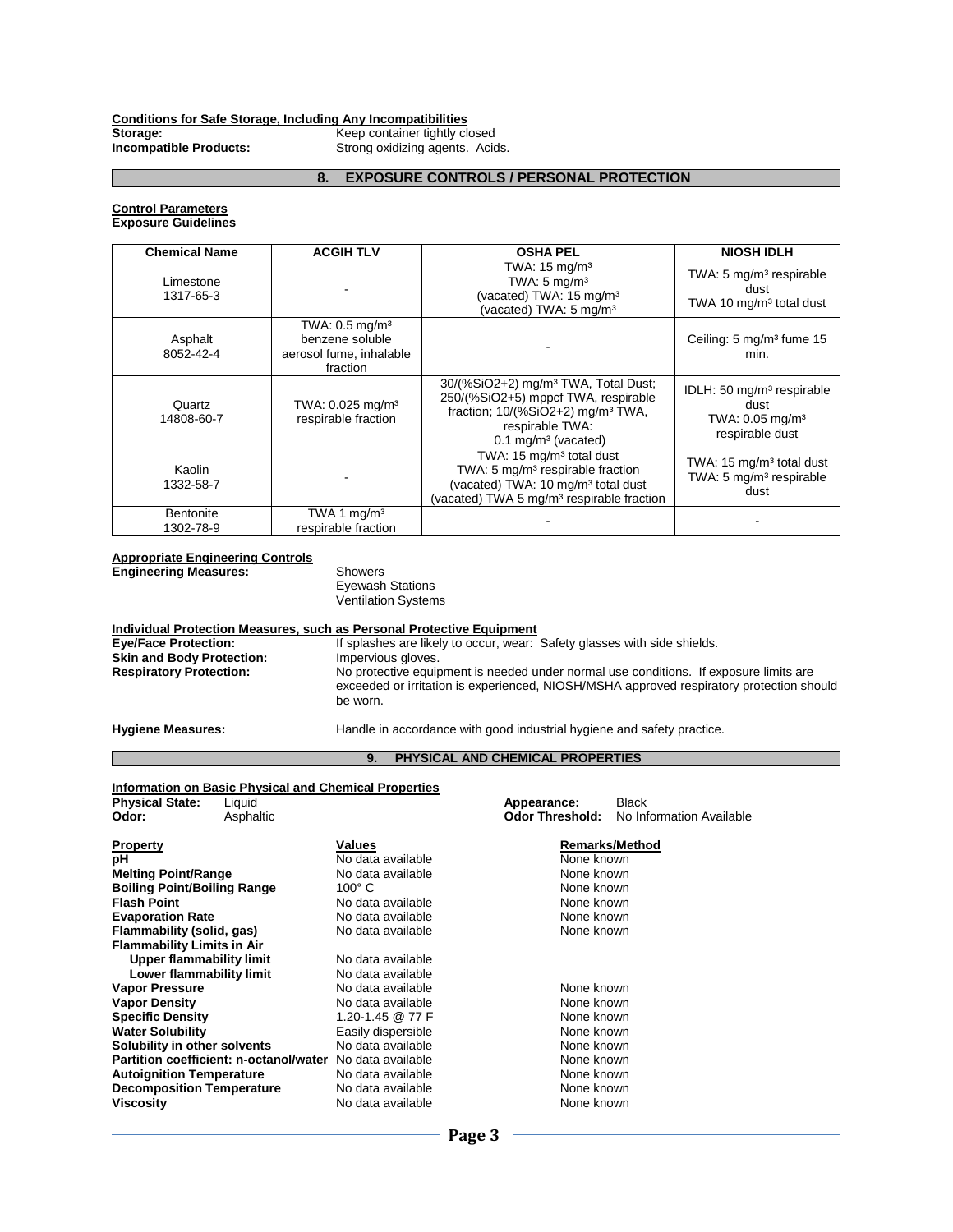**Conditions for Safe Storage, Including Any Incompatibilities**

**Storage:** Keep container tightly closed

**Incompatible Products:** Strong oxidizing agents. Acids.

## 8. EXPOSURE CONTROLS / PERSONAL PROTECTION

**Control Parameters**

**Exposure Guidelines**

| Chemical Name | ACGIH TLV | OSHA PEL | NIOSH IDLH |
|---|---|---|---|
| Limestone 1317-65-3 | - | TWA: 15 mg/m³ TWA: 5 mg/m³ (vacated) TWA: 15 mg/m³ (vacated) TWA: 5 mg/m³ | TWA: 5 mg/m³ respirable dust TWA 10 mg/m³ total dust |
| Asphalt 8052-42-4 | TWA: 0.5 mg/m³ benzene soluble aerosol fume, inhalable fraction | - | Ceiling: 5 mg/m³ fume 15 min. |
| Quartz 14808-60-7 | TWA: 0.025 mg/m³ respirable fraction | 30/(%SiO2+2) mg/m³ TWA, Total Dust; 250/(%SiO2+5) mppcf TWA, respirable fraction; 10/(%SiO2+2) mg/m³ TWA, respirable TWA: 0.1 mg/m³ (vacated) | IDLH: 50 mg/m³ respirable dust TWA: 0.05 mg/m³ respirable dust |
| Kaolin 1332-58-7 | - | TWA: 15 mg/m³ total dust TWA: 5 mg/m³ respirable fraction (vacated) TWA: 10 mg/m³ total dust (vacated) TWA 5 mg/m³ respirable fraction | TWA: 15 mg/m³ total dust TWA: 5 mg/m³ respirable dust |
| Bentonite 1302-78-9 | TWA 1 mg/m³ respirable fraction | - | - |

**Appropriate Engineering Controls**

**Engineering Measures:** Showers
Eyewash Stations
Ventilation Systems

**Individual Protection Measures, such as Personal Protective Equipment**

**Eye/Face Protection:** If splashes are likely to occur, wear: Safety glasses with side shields.

**Skin and Body Protection:** Impervious gloves.

**Respiratory Protection:** No protective equipment is needed under normal use conditions. If exposure limits are exceeded or irritation is experienced, NIOSH/MSHA approved respiratory protection should be worn.

**Hygiene Measures:** Handle in accordance with good industrial hygiene and safety practice.

## 9. PHYSICAL AND CHEMICAL PROPERTIES

**Information on Basic Physical and Chemical Properties**

**Physical State:** Liquid

**Odor:** Asphaltic

**Appearance:** Black

**Odor Threshold:** No Information Available

| Property | Values | Remarks/Method |
|---|---|---|
| **pH** | No data available | None known |
| **Melting Point/Range** | No data available | None known |
| **Boiling Point/Boiling Range** | 100° C | None known |
| **Flash Point** | No data available | None known |
| **Evaporation Rate** | No data available | None known |
| **Flammability (solid, gas)** | No data available | None known |
| **Flammability Limits in Air** | | |
| **Upper flammability limit** | No data available | |
| **Lower flammability limit** | No data available | |
| **Vapor Pressure** | No data available | None known |
| **Vapor Density** | No data available | None known |
| **Specific Density** | 1.20-1.45 @ 77 F | None known |
| **Water Solubility** | Easily dispersible | None known |
| **Solubility in other solvents** | No data available | None known |
| **Partition coefficient: n-octanol/water** | No data available | None known |
| **Autoignition Temperature** | No data available | None known |
| **Decomposition Temperature** | No data available | None known |
| **Viscosity** | No data available | None known |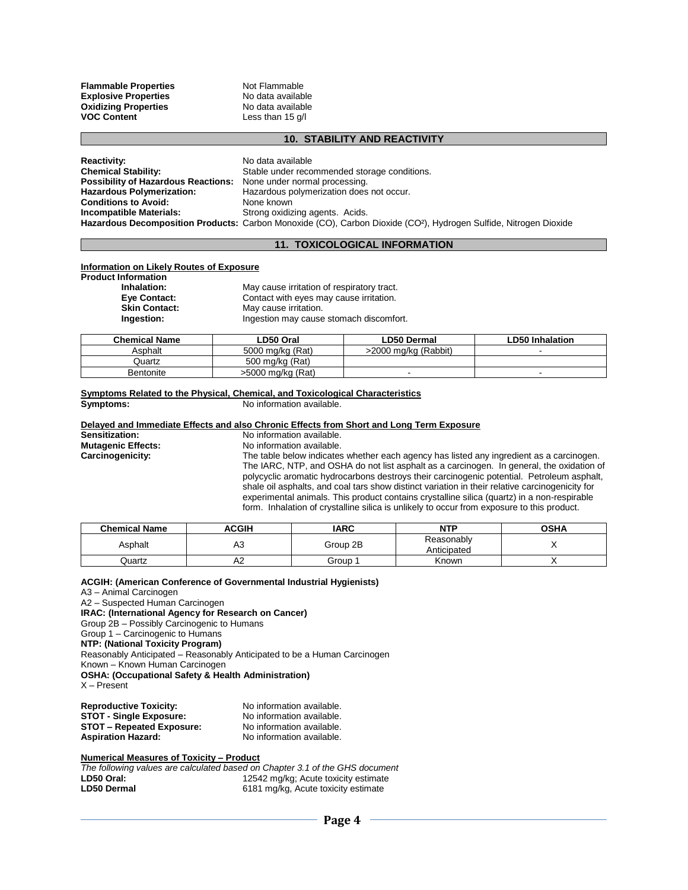**Flammable Properties** Not Flammable
**Explosive Properties** No data available
**Oxidizing Properties** No data available
**VOC Content** Less than 15 g/l

## 10. STABILITY AND REACTIVITY

**Reactivity:** No data available
**Chemical Stability:** Stable under recommended storage conditions.
**Possibility of Hazardous Reactions:** None under normal processing.
**Hazardous Polymerization:** Hazardous polymerization does not occur.
**Conditions to Avoid:** None known
**Incompatible Materials:** Strong oxidizing agents. Acids.
**Hazardous Decomposition Products:** Carbon Monoxide (CO), Carbon Dioxide ($CO^2$), Hydrogen Sulfide, Nitrogen Dioxide

## 11. TOXICOLOGICAL INFORMATION

**Information on Likely Routes of Exposure**

**Product Information**

- **Inhalation:** May cause irritation of respiratory tract.
- **Eye Contact:** Contact with eyes may cause irritation.
- **Skin Contact:** May cause irritation.
- **Ingestion:** Ingestion may cause stomach discomfort.

| Chemical Name | LD50 Oral | LD50 Dermal | LD50 Inhalation |
|---|---|---|---|
| Asphalt | 5000 mg/kg (Rat) | >2000 mg/kg (Rabbit) | - |
| Quartz | 500 mg/kg (Rat) | | |
| Bentonite | >5000 mg/kg (Rat) | - | - |

**Symptoms Related to the Physical, Chemical, and Toxicological Characteristics**

**Symptoms:** No information available.

**Delayed and Immediate Effects and also Chronic Effects from Short and Long Term Exposure**

**Sensitization:** No information available.
**Mutagenic Effects:** No information available.
**Carcinogenicity:** The table below indicates whether each agency has listed any ingredient as a carcinogen. The IARC, NTP, and OSHA do not list asphalt as a carcinogen. In general, the oxidation of polycyclic aromatic hydrocarbons destroys their carcinogenic potential. Petroleum asphalt, shale oil asphalts, and coal tars show distinct variation in their relative carcinogenicity for experimental animals. This product contains crystalline silica (quartz) in a non-respirable form. Inhalation of crystalline silica is unlikely to occur from exposure to this product.

| Chemical Name | ACGIH | IARC | NTP | OSHA |
|---|---|---|---|---|
| Asphalt | A3 | Group 2B | Reasonably Anticipated | X |
| Quartz | A2 | Group 1 | Known | X |

**ACGIH: (American Conference of Governmental Industrial Hygienists)**
A3 – Animal Carcinogen
A2 – Suspected Human Carcinogen
**IRAC: (International Agency for Research on Cancer)**
Group 2B – Possibly Carcinogenic to Humans
Group 1 – Carcinogenic to Humans
**NTP: (National Toxicity Program)**
Reasonably Anticipated – Reasonably Anticipated to be a Human Carcinogen
Known – Known Human Carcinogen
**OSHA: (Occupational Safety & Health Administration)**
X – Present

**Reproductive Toxicity:** No information available.
**STOT - Single Exposure:** No information available.
**STOT – Repeated Exposure:** No information available.
**Aspiration Hazard:** No information available.

**Numerical Measures of Toxicity – Product**

*The following values are calculated based on Chapter 3.1 of the GHS document*

**LD50 Oral:** 12542 mg/kg; Acute toxicity estimate
**LD50 Dermal** 6181 mg/kg, Acute toxicity estimate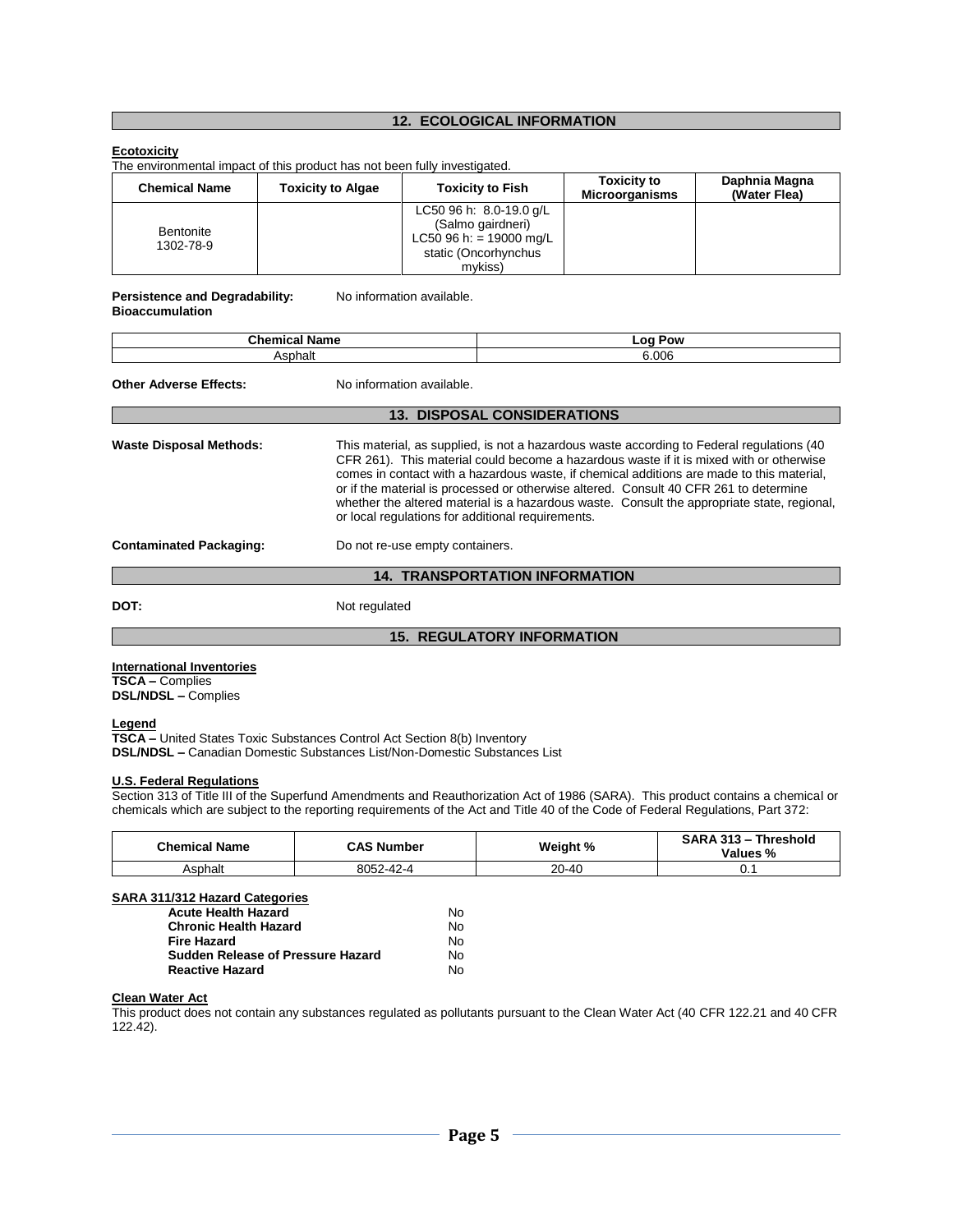## 12. ECOLOGICAL INFORMATION

**Ecotoxicity**

The environmental impact of this product has not been fully investigated.

| Chemical Name | Toxicity to Algae | Toxicity to Fish | Toxicity to Microorganisms | Daphnia Magna (Water Flea) |
|---|---|---|---|---|
| Bentonite 1302-78-9 | | LC50 96 h: 8.0-19.0 g/L (Salmo gairdneri) LC50 96 h: = 19000 mg/L static (Oncorhynchus mykiss) | | |

**Persistence and Degradability:** No information available.

**Bioaccumulation**

| Chemical Name | Log Pow |
|---|---|
| Asphalt | 6.006 |

**Other Adverse Effects:** No information available.

## 13. DISPOSAL CONSIDERATIONS

**Waste Disposal Methods:** This material, as supplied, is not a hazardous waste according to Federal regulations (40 CFR 261). This material could become a hazardous waste if it is mixed with or otherwise comes in contact with a hazardous waste, if chemical additions are made to this material, or if the material is processed or otherwise altered. Consult 40 CFR 261 to determine whether the altered material is a hazardous waste. Consult the appropriate state, regional, or local regulations for additional requirements.

**Contaminated Packaging:** Do not re-use empty containers.

## 14. TRANSPORTATION INFORMATION

**DOT:** Not regulated

## 15. REGULATORY INFORMATION

**International Inventories**

**TSCA –** Complies
**DSL/NDSL –** Complies

**Legend**

**TSCA –** United States Toxic Substances Control Act Section 8(b) Inventory
**DSL/NDSL –** Canadian Domestic Substances List/Non-Domestic Substances List

**U.S. Federal Regulations**

Section 313 of Title III of the Superfund Amendments and Reauthorization Act of 1986 (SARA). This product contains a chemical or chemicals which are subject to the reporting requirements of the Act and Title 40 of the Code of Federal Regulations, Part 372:

| Chemical Name | CAS Number | Weight % | SARA 313 – Threshold Values % |
|---|---|---|---|
| Asphalt | 8052-42-4 | 20-40 | 0.1 |

**SARA 311/312 Hazard Categories**

| | |
|---|---|
| **Acute Health Hazard** | No |
| **Chronic Health Hazard** | No |
| **Fire Hazard** | No |
| **Sudden Release of Pressure Hazard** | No |
| **Reactive Hazard** | No |

**Clean Water Act**

This product does not contain any substances regulated as pollutants pursuant to the Clean Water Act (40 CFR 122.21 and 40 CFR 122.42).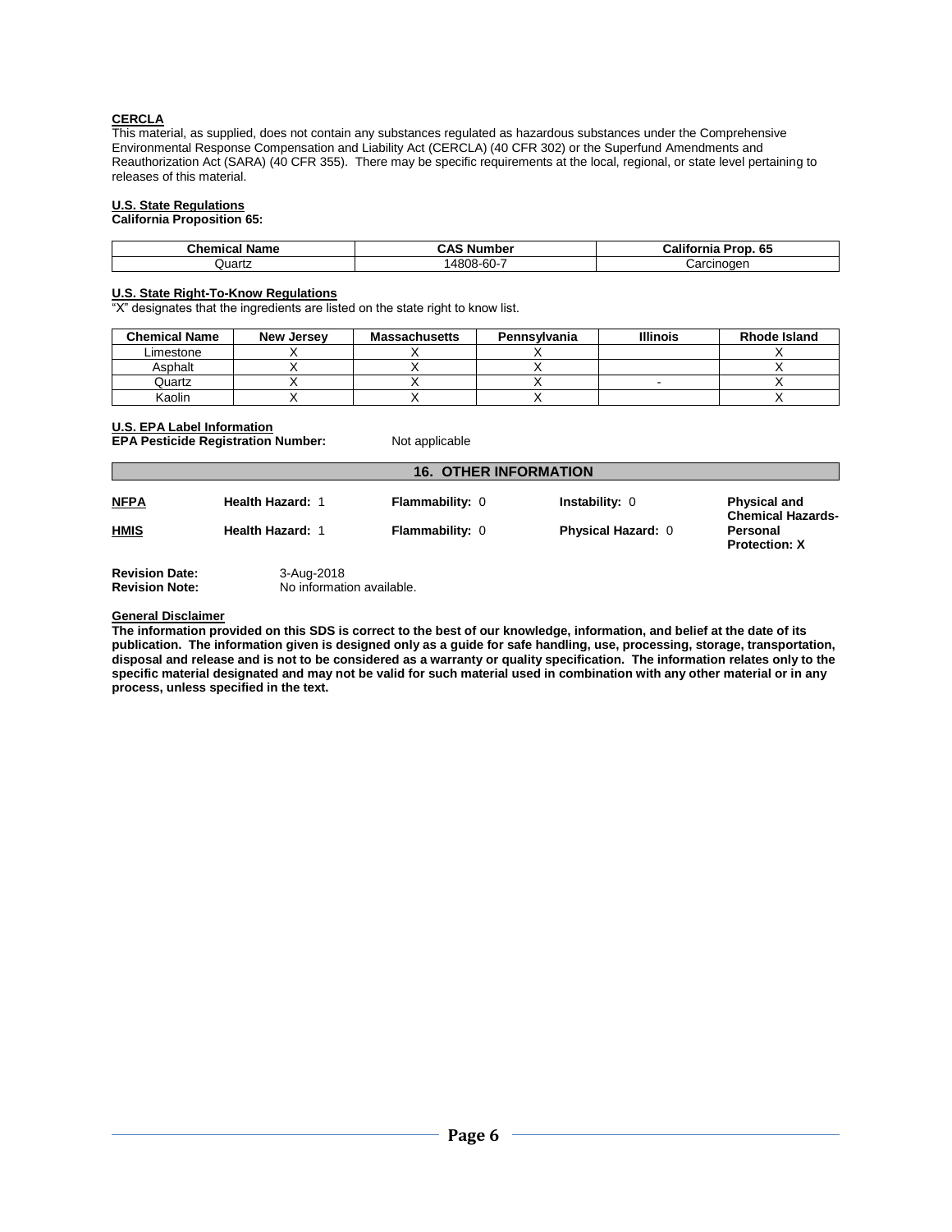**CERCLA**

This material, as supplied, does not contain any substances regulated as hazardous substances under the Comprehensive Environmental Response Compensation and Liability Act (CERCLA) (40 CFR 302) or the Superfund Amendments and Reauthorization Act (SARA) (40 CFR 355). There may be specific requirements at the local, regional, or state level pertaining to releases of this material.

**U.S. State Regulations**

**California Proposition 65:**

| Chemical Name | CAS Number | California Prop. 65 |
|---|---|---|
| Quartz | 14808-60-7 | Carcinogen |

**U.S. State Right-To-Know Regulations**

"X" designates that the ingredients are listed on the state right to know list.

| Chemical Name | New Jersey | Massachusetts | Pennsylvania | Illinois | Rhode Island |
|---|---|---|---|---|---|
| Limestone | X | X | X | | X |
| Asphalt | X | X | X | | X |
| Quartz | X | X | X | - | X |
| Kaolin | X | X | X | | X |

**U.S. EPA Label Information**

**EPA Pesticide Registration Number:** Not applicable

## 16. OTHER INFORMATION

| | | | | |
|---|---|---|---|---|
| **NFPA** | **Health Hazard:** 1 | **Flammability:** 0 | **Instability:** 0 | **Physical and Chemical Hazards-** |
| **HMIS** | **Health Hazard:** 1 | **Flammability:** 0 | **Physical Hazard:** 0 | **Personal Protection: X** |

**Revision Date:** 3-Aug-2018

**Revision Note:** No information available.

**General Disclaimer**

**The information provided on this SDS is correct to the best of our knowledge, information, and belief at the date of its publication. The information given is designed only as a guide for safe handling, use, processing, storage, transportation, disposal and release and is not to be considered as a warranty or quality specification. The information relates only to the specific material designated and may not be valid for such material used in combination with any other material or in any process, unless specified in the text.**